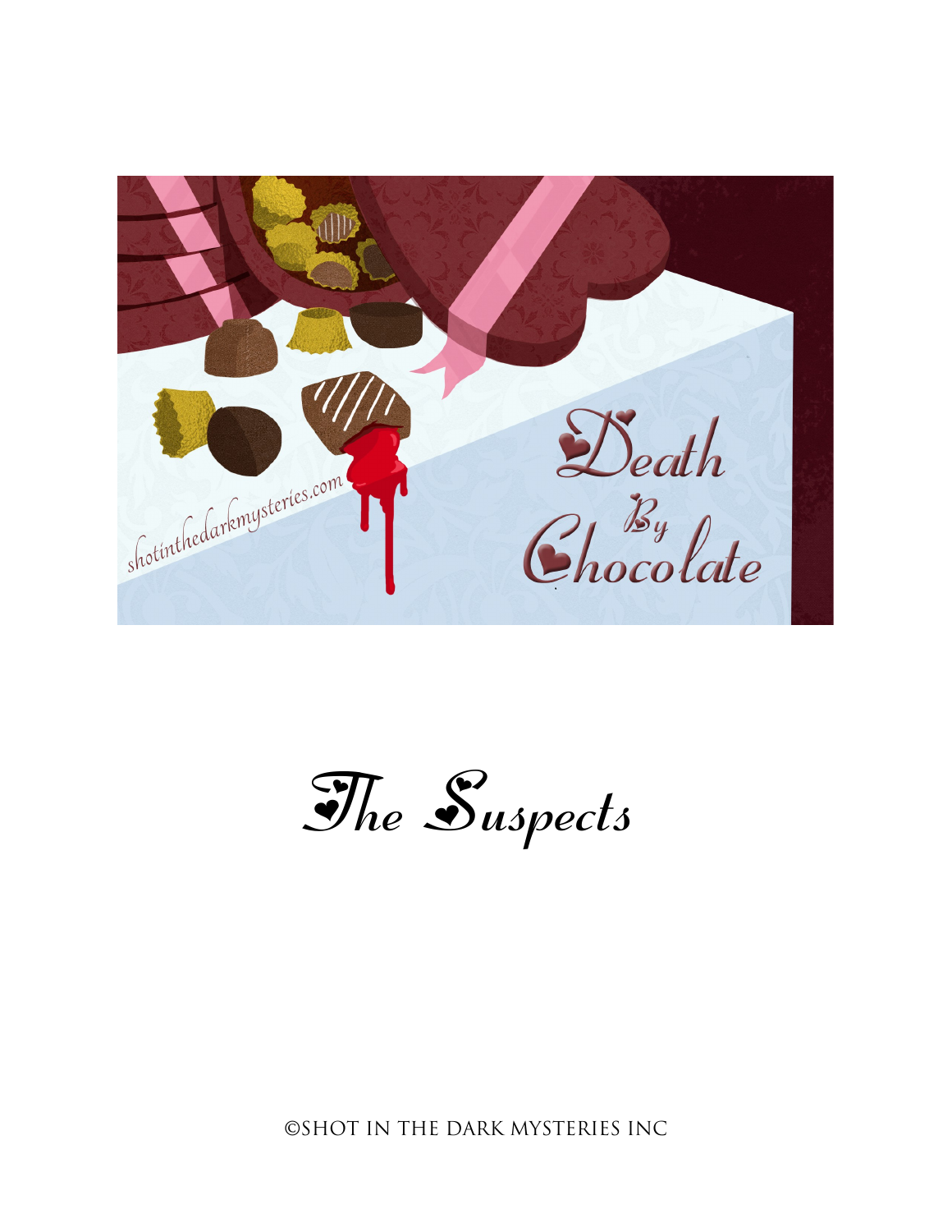# The Suspects

©SHOT IN THE DARK MYSTERIES INC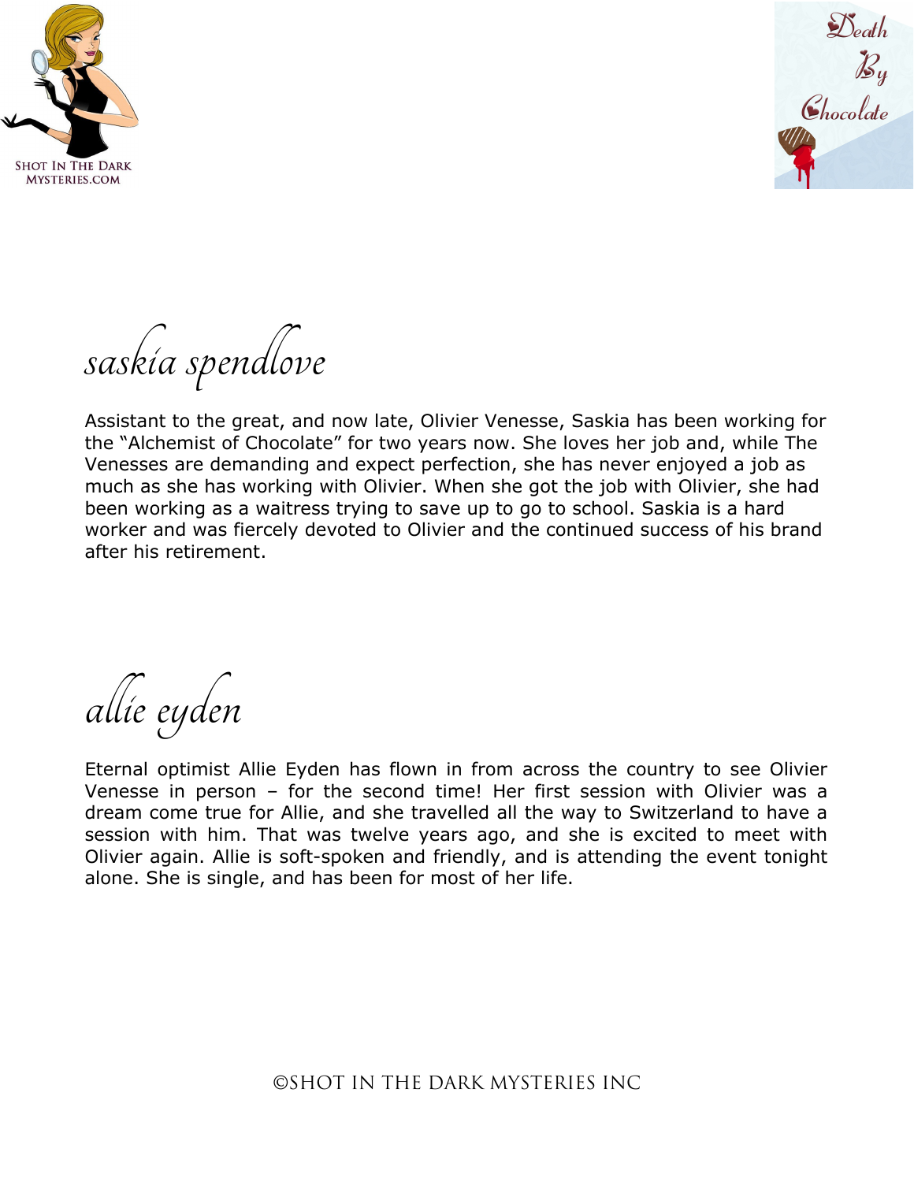## saskia spendlove

Assistant to the great, and now late, Olivier Venesse, Saskia has been working for the "Alchemist of Chocolate" for two years now. She loves her job and, while The Venesses are demanding and expect perfection, she has never enjoyed a job as much as she has working with Olivier. When she got the job with Olivier, she had been working as a waitress trying to save up to go to school. Saskia is a hard worker and was fiercely devoted to Olivier and the continued success of his brand after his retirement.

## allie eyden

Eternal optimist Allie Eyden has flown in from across the country to see Olivier Venesse in person – for the second time! Her first session with Olivier was a dream come true for Allie, and she travelled all the way to Switzerland to have a session with him. That was twelve years ago, and she is excited to meet with Olivier again. Allie is soft-spoken and friendly, and is attending the event tonight alone. She is single, and has been for most of her life.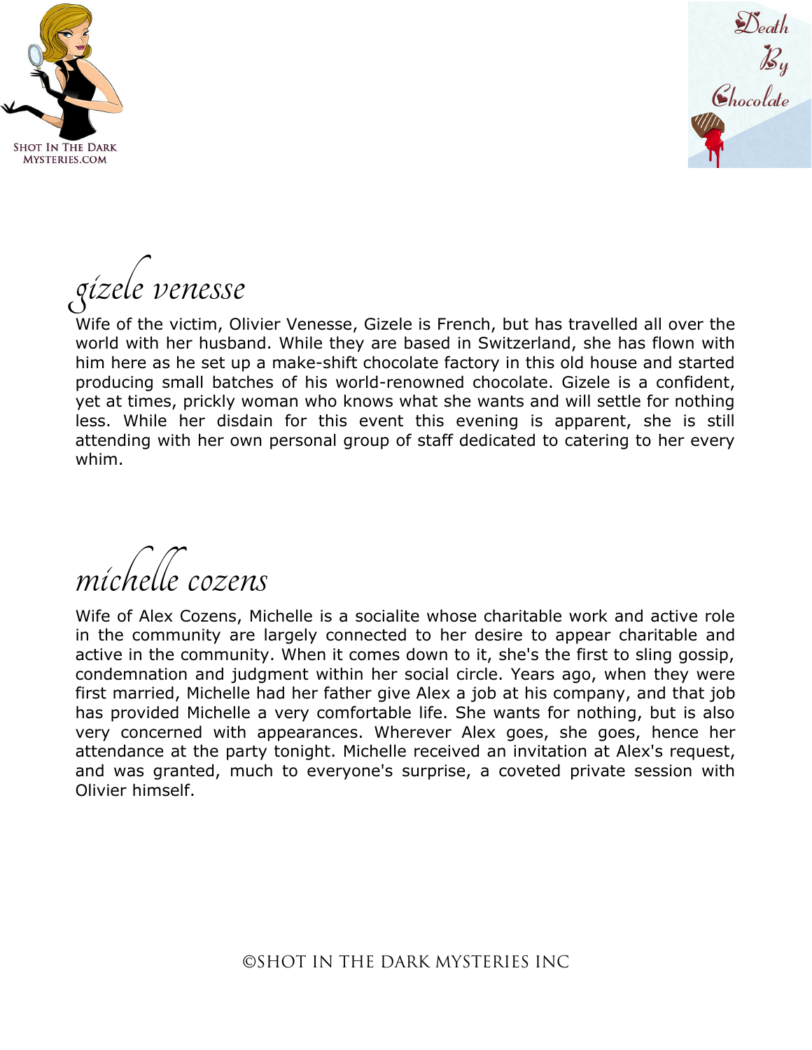## gizele venesse

Wife of the victim, Olivier Venesse, Gizele is French, but has travelled all over the world with her husband. While they are based in Switzerland, she has flown with him here as he set up a make-shift chocolate factory in this old house and started producing small batches of his world-renowned chocolate. Gizele is a confident, yet at times, prickly woman who knows what she wants and will settle for nothing less. While her disdain for this event this evening is apparent, she is still attending with her own personal group of staff dedicated to catering to her every whim.

## michelle cozens

Wife of Alex Cozens, Michelle is a socialite whose charitable work and active role in the community are largely connected to her desire to appear charitable and active in the community. When it comes down to it, she's the first to sling gossip, condemnation and judgment within her social circle. Years ago, when they were first married, Michelle had her father give Alex a job at his company, and that job has provided Michelle a very comfortable life. She wants for nothing, but is also very concerned with appearances. Wherever Alex goes, she goes, hence her attendance at the party tonight. Michelle received an invitation at Alex's request, and was granted, much to everyone's surprise, a coveted private session with Olivier himself.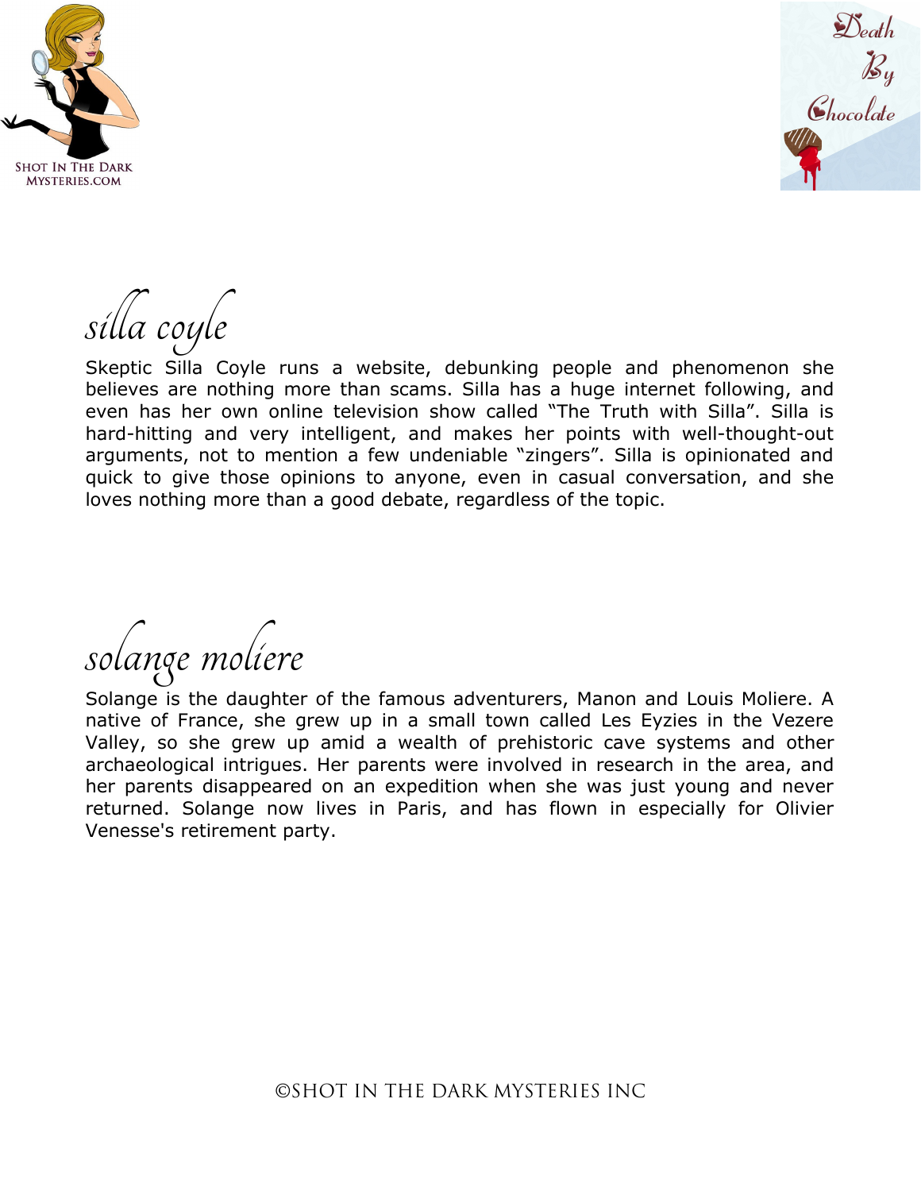## silla coyle

Skeptic Silla Coyle runs a website, debunking people and phenomenon she believes are nothing more than scams. Silla has a huge internet following, and even has her own online television show called "The Truth with Silla". Silla is hard-hitting and very intelligent, and makes her points with well-thought-out arguments, not to mention a few undeniable "zingers". Silla is opinionated and quick to give those opinions to anyone, even in casual conversation, and she loves nothing more than a good debate, regardless of the topic.

## solange moliere

Solange is the daughter of the famous adventurers, Manon and Louis Moliere. A native of France, she grew up in a small town called Les Eyzies in the Vezere Valley, so she grew up amid a wealth of prehistoric cave systems and other archaeological intrigues. Her parents were involved in research in the area, and her parents disappeared on an expedition when she was just young and never returned. Solange now lives in Paris, and has flown in especially for Olivier Venesse's retirement party.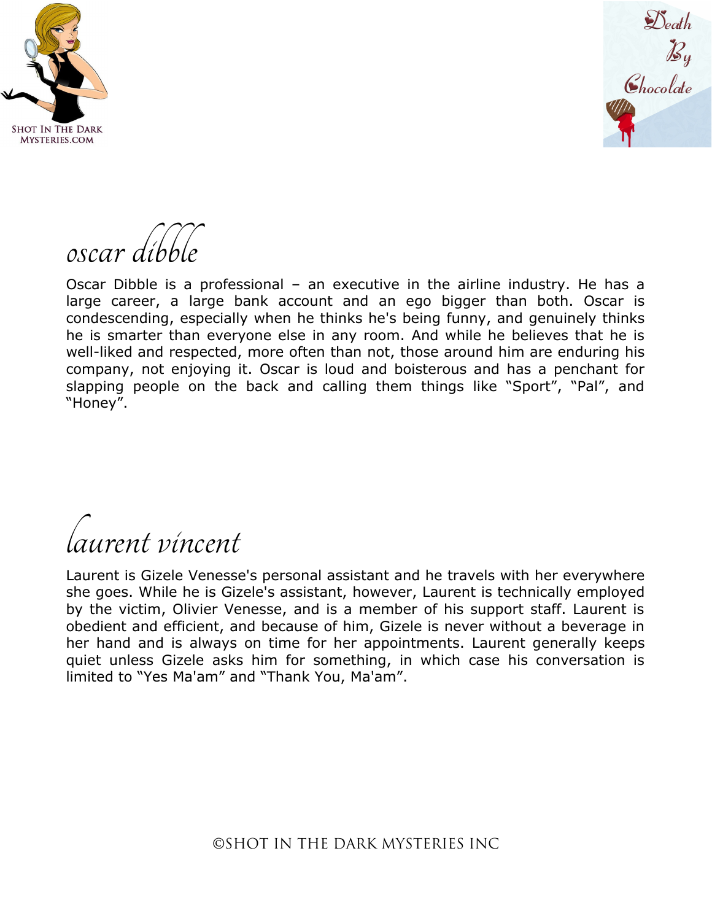## oscar dibble

Oscar Dibble is a professional – an executive in the airline industry. He has a large career, a large bank account and an ego bigger than both. Oscar is condescending, especially when he thinks he's being funny, and genuinely thinks he is smarter than everyone else in any room. And while he believes that he is well-liked and respected, more often than not, those around him are enduring his company, not enjoying it. Oscar is loud and boisterous and has a penchant for slapping people on the back and calling them things like "Sport", "Pal", and "Honey".

## laurent vincent

Laurent is Gizele Venesse's personal assistant and he travels with her everywhere she goes. While he is Gizele's assistant, however, Laurent is technically employed by the victim, Olivier Venesse, and is a member of his support staff. Laurent is obedient and efficient, and because of him, Gizele is never without a beverage in her hand and is always on time for her appointments. Laurent generally keeps quiet unless Gizele asks him for something, in which case his conversation is limited to "Yes Ma'am" and "Thank You, Ma'am".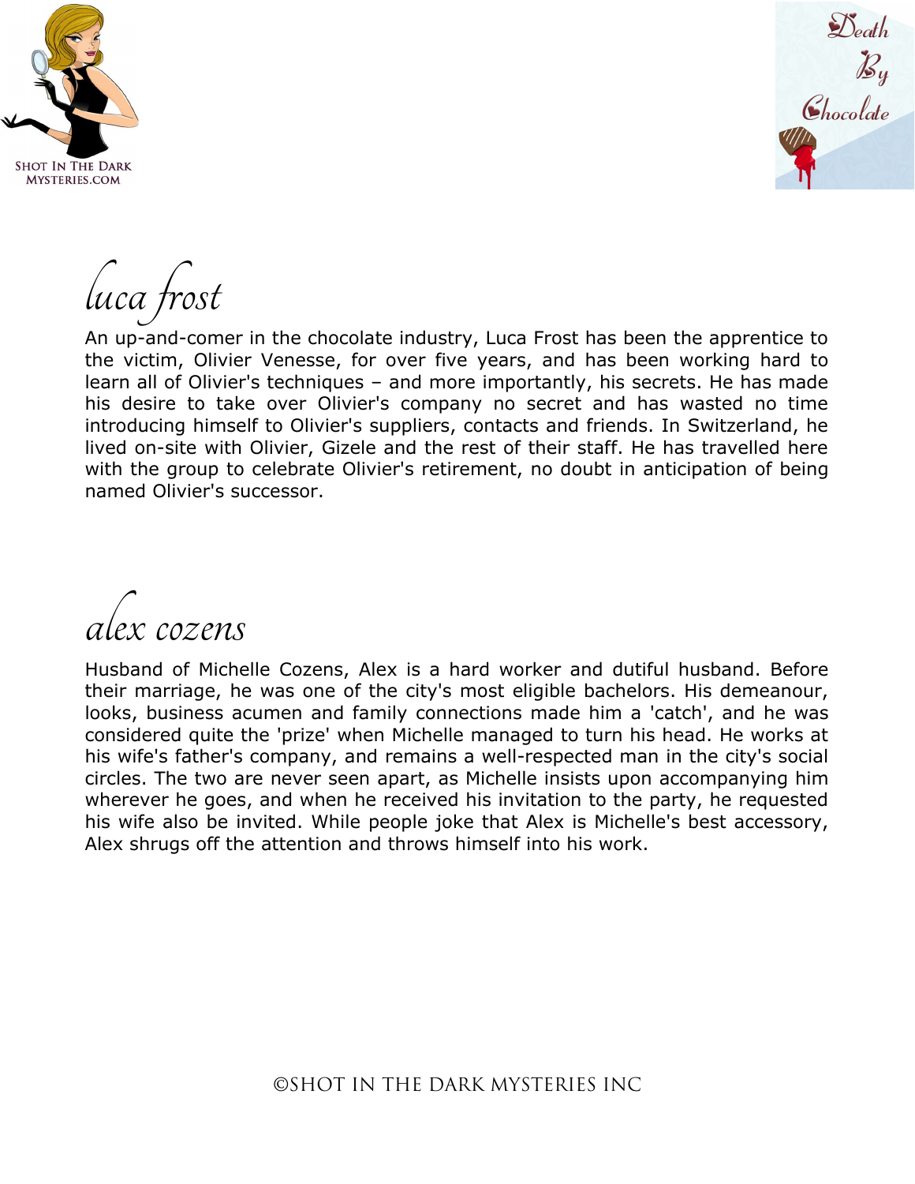## luca frost

An up-and-comer in the chocolate industry, Luca Frost has been the apprentice to the victim, Olivier Venesse, for over five years, and has been working hard to learn all of Olivier's techniques – and more importantly, his secrets. He has made his desire to take over Olivier's company no secret and has wasted no time introducing himself to Olivier's suppliers, contacts and friends. In Switzerland, he lived on-site with Olivier, Gizele and the rest of their staff. He has travelled here with the group to celebrate Olivier's retirement, no doubt in anticipation of being named Olivier's successor.

## alex cozens

Husband of Michelle Cozens, Alex is a hard worker and dutiful husband. Before their marriage, he was one of the city's most eligible bachelors. His demeanour, looks, business acumen and family connections made him a 'catch', and he was considered quite the 'prize' when Michelle managed to turn his head. He works at his wife's father's company, and remains a well-respected man in the city's social circles. The two are never seen apart, as Michelle insists upon accompanying him wherever he goes, and when he received his invitation to the party, he requested his wife also be invited. While people joke that Alex is Michelle's best accessory, Alex shrugs off the attention and throws himself into his work.